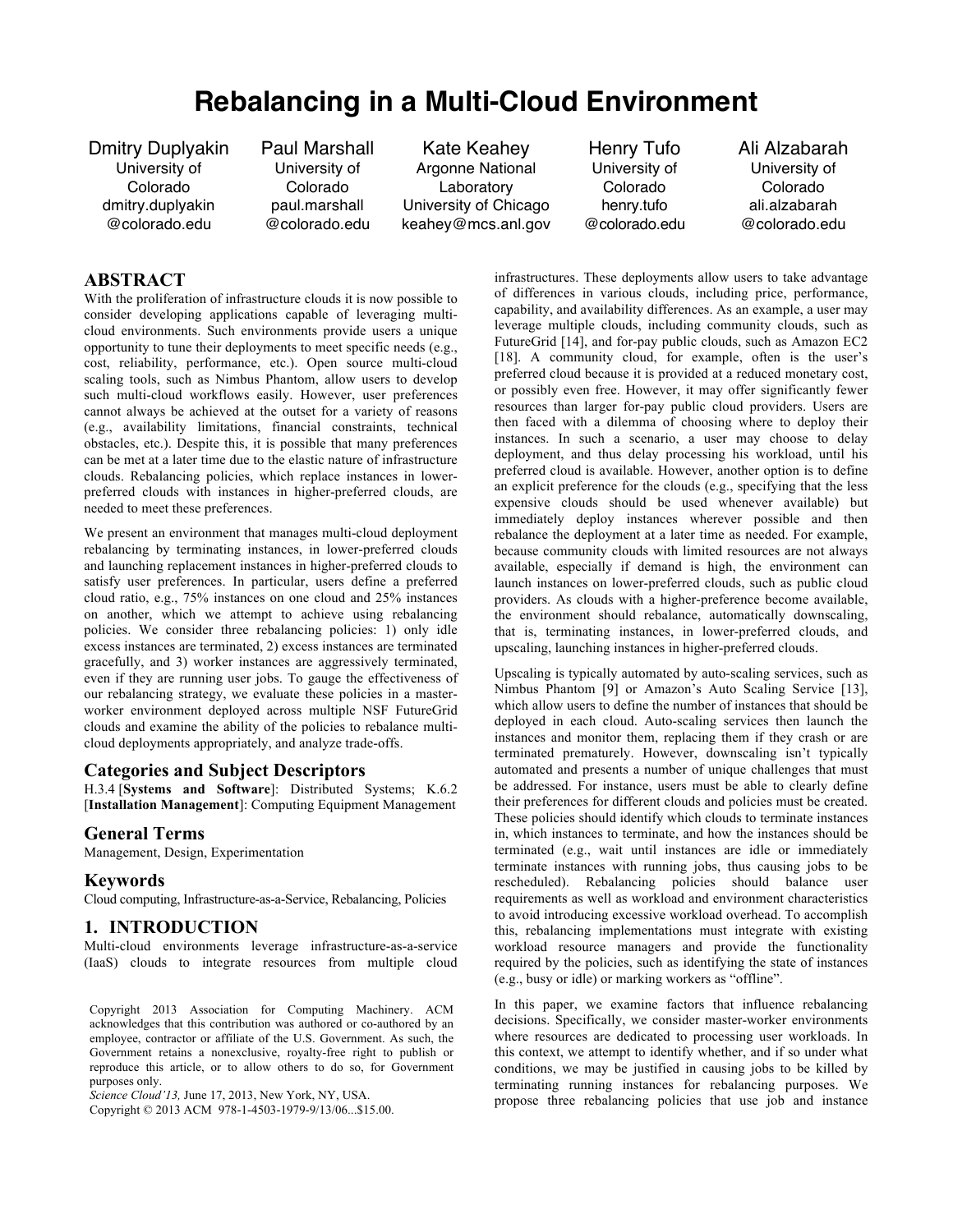# Rebalancing in a Multi-Cloud Environment

Dmitry Duplyakin
University of Colorado
dmitry.duplyakin@colorado.edu

Paul Marshall
University of Colorado
paul.marshall@colorado.edu

Kate Keahey
Argonne National Laboratory
University of Chicago
keahey@mcs.anl.gov

Henry Tufo
University of Colorado
henry.tufo@colorado.edu

Ali Alzabarah
University of Colorado
ali.alzabarah@colorado.edu

## ABSTRACT

With the proliferation of infrastructure clouds it is now possible to consider developing applications capable of leveraging multi-cloud environments. Such environments provide users a unique opportunity to tune their deployments to meet specific needs (e.g., cost, reliability, performance, etc.). Open source multi-cloud scaling tools, such as Nimbus Phantom, allow users to develop such multi-cloud workflows easily. However, user preferences cannot always be achieved at the outset for a variety of reasons (e.g., availability limitations, financial constraints, technical obstacles, etc.). Despite this, it is possible that many preferences can be met at a later time due to the elastic nature of infrastructure clouds. Rebalancing policies, which replace instances in lower-preferred clouds with instances in higher-preferred clouds, are needed to meet these preferences.

We present an environment that manages multi-cloud deployment rebalancing by terminating instances, in lower-preferred clouds and launching replacement instances in higher-preferred clouds to satisfy user preferences. In particular, users define a preferred cloud ratio, e.g., 75% instances on one cloud and 25% instances on another, which we attempt to achieve using rebalancing policies. We consider three rebalancing policies: 1) only idle excess instances are terminated, 2) excess instances are terminated gracefully, and 3) worker instances are aggressively terminated, even if they are running user jobs. To gauge the effectiveness of our rebalancing strategy, we evaluate these policies in a master-worker environment deployed across multiple NSF FutureGrid clouds and examine the ability of the policies to rebalance multi-cloud deployments appropriately, and analyze trade-offs.

### Categories and Subject Descriptors

H.3.4 [**Systems and Software**]: Distributed Systems; K.6.2 [**Installation Management**]: Computing Equipment Management

### General Terms

Management, Design, Experimentation

### Keywords

Cloud computing, Infrastructure-as-a-Service, Rebalancing, Policies

## 1. INTRODUCTION

Multi-cloud environments leverage infrastructure-as-a-service (IaaS) clouds to integrate resources from multiple cloud infrastructures. These deployments allow users to take advantage of differences in various clouds, including price, performance, capability, and availability differences. As an example, a user may leverage multiple clouds, including community clouds, such as FutureGrid [14], and for-pay public clouds, such as Amazon EC2 [18]. A community cloud, for example, often is the user's preferred cloud because it is provided at a reduced monetary cost, or possibly even free. However, it may offer significantly fewer resources than larger for-pay public cloud providers. Users are then faced with a dilemma of choosing where to deploy their instances. In such a scenario, a user may choose to delay deployment, and thus delay processing his workload, until his preferred cloud is available. However, another option is to define an explicit preference for the clouds (e.g., specifying that the less expensive clouds should be used whenever available) but immediately deploy instances wherever possible and then rebalance the deployment at a later time as needed. For example, because community clouds with limited resources are not always available, especially if demand is high, the environment can launch instances on lower-preferred clouds, such as public cloud providers. As clouds with a higher-preference become available, the environment should rebalance, automatically downscaling, that is, terminating instances, in lower-preferred clouds, and upscaling, launching instances in higher-preferred clouds.

Upscaling is typically automated by auto-scaling services, such as Nimbus Phantom [9] or Amazon's Auto Scaling Service [13], which allow users to define the number of instances that should be deployed in each cloud. Auto-scaling services then launch the instances and monitor them, replacing them if they crash or are terminated prematurely. However, downscaling isn't typically automated and presents a number of unique challenges that must be addressed. For instance, users must be able to clearly define their preferences for different clouds and policies must be created. These policies should identify which clouds to terminate instances in, which instances to terminate, and how the instances should be terminated (e.g., wait until instances are idle or immediately terminate instances with running jobs, thus causing jobs to be rescheduled). Rebalancing policies should balance user requirements as well as workload and environment characteristics to avoid introducing excessive workload overhead. To accomplish this, rebalancing implementations must integrate with existing workload resource managers and provide the functionality required by the policies, such as identifying the state of instances (e.g., busy or idle) or marking workers as "offline".

In this paper, we examine factors that influence rebalancing decisions. Specifically, we consider master-worker environments where resources are dedicated to processing user workloads. In this context, we attempt to identify whether, and if so under what conditions, we may be justified in causing jobs to be killed by terminating running instances for rebalancing purposes. We propose three rebalancing policies that use job and instance

Copyright 2013 Association for Computing Machinery. ACM acknowledges that this contribution was authored or co-authored by an employee, contractor or affiliate of the U.S. Government. As such, the Government retains a nonexclusive, royalty-free right to publish or reproduce this article, or to allow others to do so, for Government purposes only.
*Science Cloud'13,* June 17, 2013, New York, NY, USA.
Copyright © 2013 ACM 978-1-4503-1979-9/13/06...$15.00.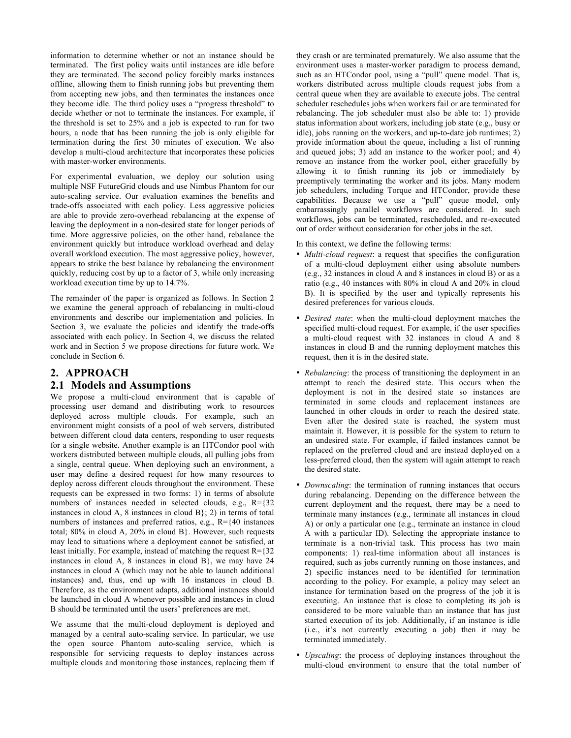information to determine whether or not an instance should be terminated. The first policy waits until instances are idle before they are terminated. The second policy forcibly marks instances offline, allowing them to finish running jobs but preventing them from accepting new jobs, and then terminates the instances once they become idle. The third policy uses a "progress threshold" to decide whether or not to terminate the instances. For example, if the threshold is set to 25% and a job is expected to run for two hours, a node that has been running the job is only eligible for termination during the first 30 minutes of execution. We also develop a multi-cloud architecture that incorporates these policies with master-worker environments.

For experimental evaluation, we deploy our solution using multiple NSF FutureGrid clouds and use Nimbus Phantom for our auto-scaling service. Our evaluation examines the benefits and trade-offs associated with each policy. Less aggressive policies are able to provide zero-overhead rebalancing at the expense of leaving the deployment in a non-desired state for longer periods of time. More aggressive policies, on the other hand, rebalance the environment quickly but introduce workload overhead and delay overall workload execution. The most aggressive policy, however, appears to strike the best balance by rebalancing the environment quickly, reducing cost by up to a factor of 3, while only increasing workload execution time by up to 14.7%.

The remainder of the paper is organized as follows. In Section 2 we examine the general approach of rebalancing in multi-cloud environments and describe our implementation and policies. In Section 3, we evaluate the policies and identify the trade-offs associated with each policy. In Section 4, we discuss the related work and in Section 5 we propose directions for future work. We conclude in Section 6.

# 2. APPROACH

## 2.1 Models and Assumptions

We propose a multi-cloud environment that is capable of processing user demand and distributing work to resources deployed across multiple clouds. For example, such an environment might consists of a pool of web servers, distributed between different cloud data centers, responding to user requests for a single website. Another example is an HTCondor pool with workers distributed between multiple clouds, all pulling jobs from a single, central queue. When deploying such an environment, a user may define a desired request for how many resources to deploy across different clouds throughout the environment. These requests can be expressed in two forms: 1) in terms of absolute numbers of instances needed in selected clouds, e.g., R={32 instances in cloud A, 8 instances in cloud B}; 2) in terms of total numbers of instances and preferred ratios, e.g., R={40 instances total; 80% in cloud A, 20% in cloud B}. However, such requests may lead to situations where a deployment cannot be satisfied, at least initially. For example, instead of matching the request R={32 instances in cloud A, 8 instances in cloud B}, we may have 24 instances in cloud A (which may not be able to launch additional instances) and, thus, end up with 16 instances in cloud B. Therefore, as the environment adapts, additional instances should be launched in cloud A whenever possible and instances in cloud B should be terminated until the users' preferences are met.

We assume that the multi-cloud deployment is deployed and managed by a central auto-scaling service. In particular, we use the open source Phantom auto-scaling service, which is responsible for servicing requests to deploy instances across multiple clouds and monitoring those instances, replacing them if they crash or are terminated prematurely. We also assume that the environment uses a master-worker paradigm to process demand, such as an HTCondor pool, using a "pull" queue model. That is, workers distributed across multiple clouds request jobs from a central queue when they are available to execute jobs. The central scheduler reschedules jobs when workers fail or are terminated for rebalancing. The job scheduler must also be able to: 1) provide status information about workers, including job state (e.g., busy or idle), jobs running on the workers, and up-to-date job runtimes; 2) provide information about the queue, including a list of running and queued jobs; 3) add an instance to the worker pool; and 4) remove an instance from the worker pool, either gracefully by allowing it to finish running its job or immediately by preemptively terminating the worker and its jobs. Many modern job schedulers, including Torque and HTCondor, provide these capabilities. Because we use a "pull" queue model, only embarrassingly parallel workflows are considered. In such workflows, jobs can be terminated, rescheduled, and re-executed out of order without consideration for other jobs in the set.

In this context, we define the following terms:

- *Multi-cloud request*: a request that specifies the configuration of a multi-cloud deployment either using absolute numbers (e.g., 32 instances in cloud A and 8 instances in cloud B) or as a ratio (e.g., 40 instances with 80% in cloud A and 20% in cloud B). It is specified by the user and typically represents his desired preferences for various clouds.
- *Desired state*: when the multi-cloud deployment matches the specified multi-cloud request. For example, if the user specifies a multi-cloud request with 32 instances in cloud A and 8 instances in cloud B and the running deployment matches this request, then it is in the desired state.
- *Rebalancing*: the process of transitioning the deployment in an attempt to reach the desired state. This occurs when the deployment is not in the desired state so instances are terminated in some clouds and replacement instances are launched in other clouds in order to reach the desired state. Even after the desired state is reached, the system must maintain it. However, it is possible for the system to return to an undesired state. For example, if failed instances cannot be replaced on the preferred cloud and are instead deployed on a less-preferred cloud, then the system will again attempt to reach the desired state.
- *Downscaling*: the termination of running instances that occurs during rebalancing. Depending on the difference between the current deployment and the request, there may be a need to terminate many instances (e.g., terminate all instances in cloud A) or only a particular one (e.g., terminate an instance in cloud A with a particular ID). Selecting the appropriate instance to terminate is a non-trivial task. This process has two main components: 1) real-time information about all instances is required, such as jobs currently running on those instances, and 2) specific instances need to be identified for termination according to the policy. For example, a policy may select an instance for termination based on the progress of the job it is executing. An instance that is close to completing its job is considered to be more valuable than an instance that has just started execution of its job. Additionally, if an instance is idle (i.e., it's not currently executing a job) then it may be terminated immediately.
- *Upscaling*: the process of deploying instances throughout the multi-cloud environment to ensure that the total number of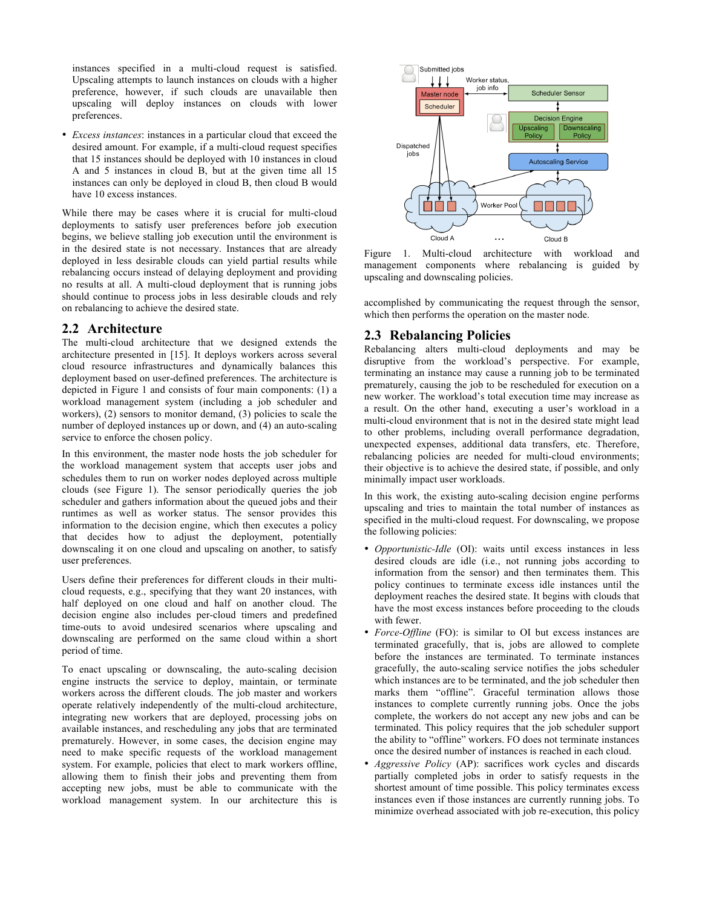instances specified in a multi-cloud request is satisfied. Upscaling attempts to launch instances on clouds with a higher preference, however, if such clouds are unavailable then upscaling will deploy instances on clouds with lower preferences.

- *Excess instances*: instances in a particular cloud that exceed the desired amount. For example, if a multi-cloud request specifies that 15 instances should be deployed with 10 instances in cloud A and 5 instances in cloud B, but at the given time all 15 instances can only be deployed in cloud B, then cloud B would have 10 excess instances.

While there may be cases where it is crucial for multi-cloud deployments to satisfy user preferences before job execution begins, we believe stalling job execution until the environment is in the desired state is not necessary. Instances that are already deployed in less desirable clouds can yield partial results while rebalancing occurs instead of delaying deployment and providing no results at all. A multi-cloud deployment that is running jobs should continue to process jobs in less desirable clouds and rely on rebalancing to achieve the desired state.

## 2.2 Architecture

The multi-cloud architecture that we designed extends the architecture presented in [15]. It deploys workers across several cloud resource infrastructures and dynamically balances this deployment based on user-defined preferences. The architecture is depicted in Figure 1 and consists of four main components: (1) a workload management system (including a job scheduler and workers), (2) sensors to monitor demand, (3) policies to scale the number of deployed instances up or down, and (4) an auto-scaling service to enforce the chosen policy.

In this environment, the master node hosts the job scheduler for the workload management system that accepts user jobs and schedules them to run on worker nodes deployed across multiple clouds (see Figure 1). The sensor periodically queries the job scheduler and gathers information about the queued jobs and their runtimes as well as worker status. The sensor provides this information to the decision engine, which then executes a policy that decides how to adjust the deployment, potentially downscaling it on one cloud and upscaling on another, to satisfy user preferences.

Users define their preferences for different clouds in their multi-cloud requests, e.g., specifying that they want 20 instances, with half deployed on one cloud and half on another cloud. The decision engine also includes per-cloud timers and predefined time-outs to avoid undesired scenarios where upscaling and downscaling are performed on the same cloud within a short period of time.

To enact upscaling or downscaling, the auto-scaling decision engine instructs the service to deploy, maintain, or terminate workers across the different clouds. The job master and workers operate relatively independently of the multi-cloud architecture, integrating new workers that are deployed, processing jobs on available instances, and rescheduling any jobs that are terminated prematurely. However, in some cases, the decision engine may need to make specific requests of the workload management system. For example, policies that elect to mark workers offline, allowing them to finish their jobs and preventing them from accepting new jobs, must be able to communicate with the workload management system. In our architecture this is accomplished by communicating the request through the sensor, which then performs the operation on the master node.

Figure 1. Multi-cloud architecture with workload and management components where rebalancing is guided by upscaling and downscaling policies.

## 2.3 Rebalancing Policies

Rebalancing alters multi-cloud deployments and may be disruptive from the workload's perspective. For example, terminating an instance may cause a running job to be terminated prematurely, causing the job to be rescheduled for execution on a new worker. The workload's total execution time may increase as a result. On the other hand, executing a user's workload in a multi-cloud environment that is not in the desired state might lead to other problems, including overall performance degradation, unexpected expenses, additional data transfers, etc. Therefore, rebalancing policies are needed for multi-cloud environments; their objective is to achieve the desired state, if possible, and only minimally impact user workloads.

In this work, the existing auto-scaling decision engine performs upscaling and tries to maintain the total number of instances as specified in the multi-cloud request. For downscaling, we propose the following policies:

- *Opportunistic-Idle* (OI): waits until excess instances in less desired clouds are idle (i.e., not running jobs according to information from the sensor) and then terminates them. This policy continues to terminate excess idle instances until the deployment reaches the desired state. It begins with clouds that have the most excess instances before proceeding to the clouds with fewer.
- *Force-Offline* (FO): is similar to OI but excess instances are terminated gracefully, that is, jobs are allowed to complete before the instances are terminated. To terminate instances gracefully, the auto-scaling service notifies the jobs scheduler which instances are to be terminated, and the job scheduler then marks them "offline". Graceful termination allows those instances to complete currently running jobs. Once the jobs complete, the workers do not accept any new jobs and can be terminated. This policy requires that the job scheduler support the ability to "offline" workers. FO does not terminate instances once the desired number of instances is reached in each cloud.
- *Aggressive Policy* (AP): sacrifices work cycles and discards partially completed jobs in order to satisfy requests in the shortest amount of time possible. This policy terminates excess instances even if those instances are currently running jobs. To minimize overhead associated with job re-execution, this policy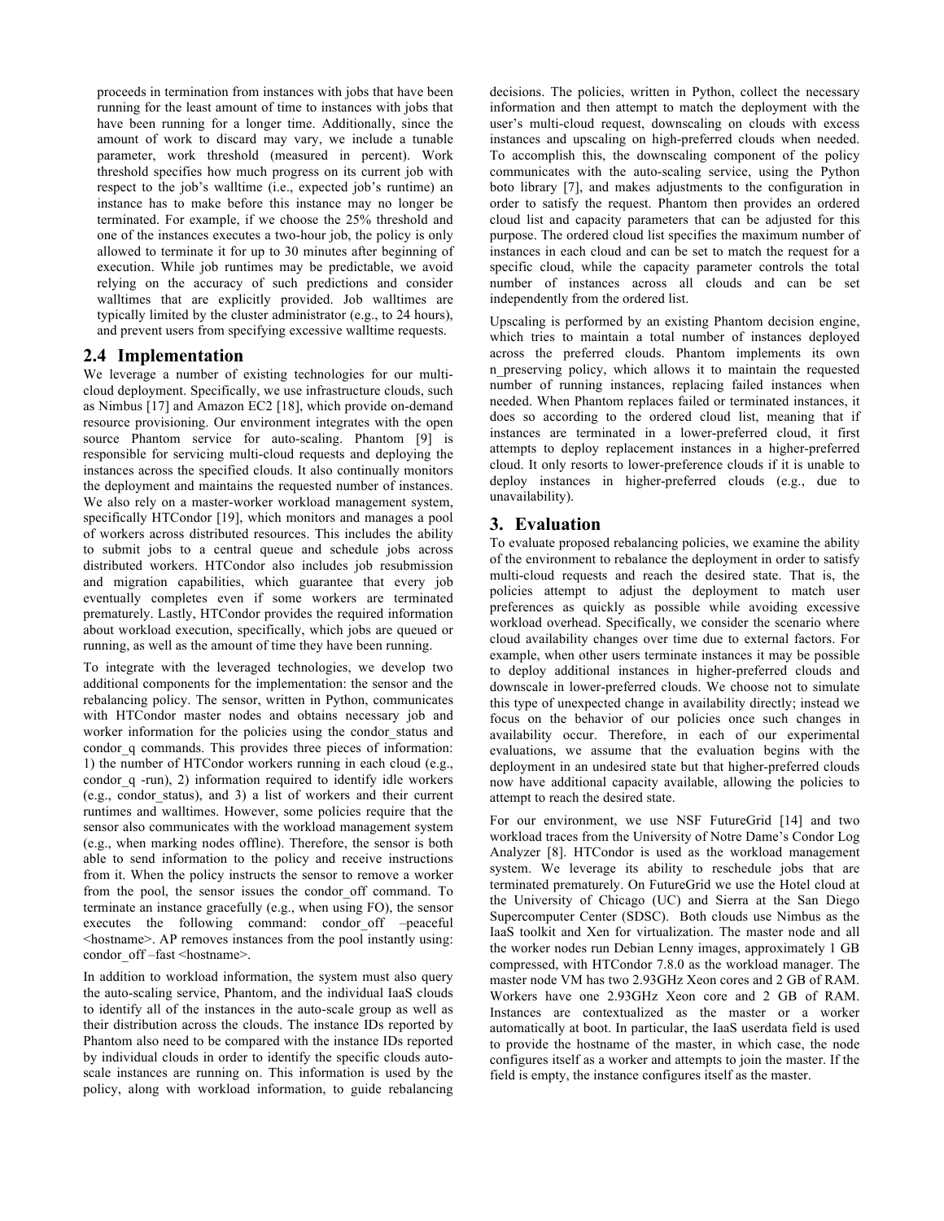proceeds in termination from instances with jobs that have been running for the least amount of time to instances with jobs that have been running for a longer time. Additionally, since the amount of work to discard may vary, we include a tunable parameter, work threshold (measured in percent). Work threshold specifies how much progress on its current job with respect to the job's walltime (i.e., expected job's runtime) an instance has to make before this instance may no longer be terminated. For example, if we choose the 25% threshold and one of the instances executes a two-hour job, the policy is only allowed to terminate it for up to 30 minutes after beginning of execution. While job runtimes may be predictable, we avoid relying on the accuracy of such predictions and consider walltimes that are explicitly provided. Job walltimes are typically limited by the cluster administrator (e.g., to 24 hours), and prevent users from specifying excessive walltime requests.

## 2.4 Implementation

We leverage a number of existing technologies for our multi-cloud deployment. Specifically, we use infrastructure clouds, such as Nimbus [17] and Amazon EC2 [18], which provide on-demand resource provisioning. Our environment integrates with the open source Phantom service for auto-scaling. Phantom [9] is responsible for servicing multi-cloud requests and deploying the instances across the specified clouds. It also continually monitors the deployment and maintains the requested number of instances. We also rely on a master-worker workload management system, specifically HTCondor [19], which monitors and manages a pool of workers across distributed resources. This includes the ability to submit jobs to a central queue and schedule jobs across distributed workers. HTCondor also includes job resubmission and migration capabilities, which guarantee that every job eventually completes even if some workers are terminated prematurely. Lastly, HTCondor provides the required information about workload execution, specifically, which jobs are queued or running, as well as the amount of time they have been running.

To integrate with the leveraged technologies, we develop two additional components for the implementation: the sensor and the rebalancing policy. The sensor, written in Python, communicates with HTCondor master nodes and obtains necessary job and worker information for the policies using the condor_status and condor_q commands. This provides three pieces of information: 1) the number of HTCondor workers running in each cloud (e.g., condor_q -run), 2) information required to identify idle workers (e.g., condor_status), and 3) a list of workers and their current runtimes and walltimes. However, some policies require that the sensor also communicates with the workload management system (e.g., when marking nodes offline). Therefore, the sensor is both able to send information to the policy and receive instructions from it. When the policy instructs the sensor to remove a worker from the pool, the sensor issues the condor_off command. To terminate an instance gracefully (e.g., when using FO), the sensor executes the following command: condor_off –peaceful <hostname>. AP removes instances from the pool instantly using: condor_off –fast <hostname>.

In addition to workload information, the system must also query the auto-scaling service, Phantom, and the individual IaaS clouds to identify all of the instances in the auto-scale group as well as their distribution across the clouds. The instance IDs reported by Phantom also need to be compared with the instance IDs reported by individual clouds in order to identify the specific clouds auto-scale instances are running on. This information is used by the policy, along with workload information, to guide rebalancing decisions. The policies, written in Python, collect the necessary information and then attempt to match the deployment with the user's multi-cloud request, downscaling on clouds with excess instances and upscaling on high-preferred clouds when needed. To accomplish this, the downscaling component of the policy communicates with the auto-scaling service, using the Python boto library [7], and makes adjustments to the configuration in order to satisfy the request. Phantom then provides an ordered cloud list and capacity parameters that can be adjusted for this purpose. The ordered cloud list specifies the maximum number of instances in each cloud and can be set to match the request for a specific cloud, while the capacity parameter controls the total number of instances across all clouds and can be set independently from the ordered list.

Upscaling is performed by an existing Phantom decision engine, which tries to maintain a total number of instances deployed across the preferred clouds. Phantom implements its own n_preserving policy, which allows it to maintain the requested number of running instances, replacing failed instances when needed. When Phantom replaces failed or terminated instances, it does so according to the ordered cloud list, meaning that if instances are terminated in a lower-preferred cloud, it first attempts to deploy replacement instances in a higher-preferred cloud. It only resorts to lower-preference clouds if it is unable to deploy instances in higher-preferred clouds (e.g., due to unavailability).

# 3. Evaluation

To evaluate proposed rebalancing policies, we examine the ability of the environment to rebalance the deployment in order to satisfy multi-cloud requests and reach the desired state. That is, the policies attempt to adjust the deployment to match user preferences as quickly as possible while avoiding excessive workload overhead. Specifically, we consider the scenario where cloud availability changes over time due to external factors. For example, when other users terminate instances it may be possible to deploy additional instances in higher-preferred clouds and downscale in lower-preferred clouds. We choose not to simulate this type of unexpected change in availability directly; instead we focus on the behavior of our policies once such changes in availability occur. Therefore, in each of our experimental evaluations, we assume that the evaluation begins with the deployment in an undesired state but that higher-preferred clouds now have additional capacity available, allowing the policies to attempt to reach the desired state.

For our environment, we use NSF FutureGrid [14] and two workload traces from the University of Notre Dame's Condor Log Analyzer [8]. HTCondor is used as the workload management system. We leverage its ability to reschedule jobs that are terminated prematurely. On FutureGrid we use the Hotel cloud at the University of Chicago (UC) and Sierra at the San Diego Supercomputer Center (SDSC). Both clouds use Nimbus as the IaaS toolkit and Xen for virtualization. The master node and all the worker nodes run Debian Lenny images, approximately 1 GB compressed, with HTCondor 7.8.0 as the workload manager. The master node VM has two 2.93GHz Xeon cores and 2 GB of RAM. Workers have one 2.93GHz Xeon core and 2 GB of RAM. Instances are contextualized as the master or a worker automatically at boot. In particular, the IaaS userdata field is used to provide the hostname of the master, in which case, the node configures itself as a worker and attempts to join the master. If the field is empty, the instance configures itself as the master.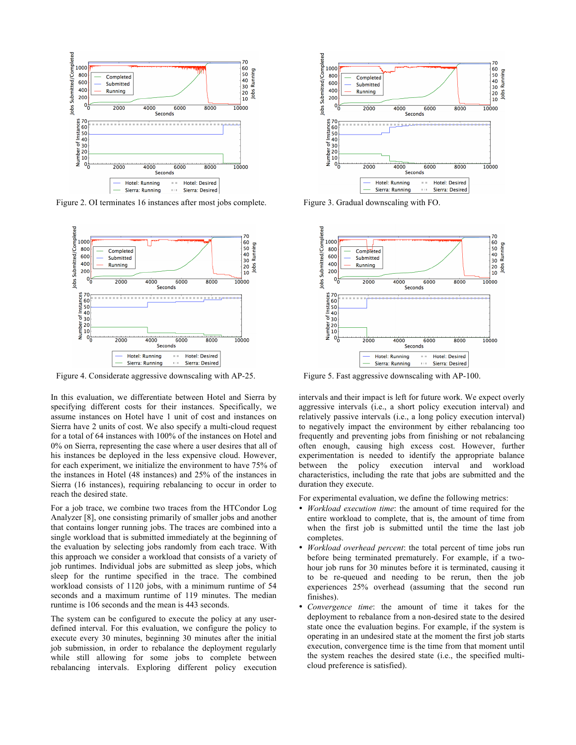Figure 2. OI terminates 16 instances after most jobs complete.

Figure 3. Gradual downscaling with FO.

Figure 4. Considerate aggressive downscaling with AP-25.

Figure 5. Fast aggressive downscaling with AP-100.

In this evaluation, we differentiate between Hotel and Sierra by specifying different costs for their instances. Specifically, we assume instances on Hotel have 1 unit of cost and instances on Sierra have 2 units of cost. We also specify a multi-cloud request for a total of 64 instances with 100% of the instances on Hotel and 0% on Sierra, representing the case where a user desires that all of his instances be deployed in the less expensive cloud. However, for each experiment, we initialize the environment to have 75% of the instances in Hotel (48 instances) and 25% of the instances in Sierra (16 instances), requiring rebalancing to occur in order to reach the desired state.

For a job trace, we combine two traces from the HTCondor Log Analyzer [8], one consisting primarily of smaller jobs and another that contains longer running jobs. The traces are combined into a single workload that is submitted immediately at the beginning of the evaluation by selecting jobs randomly from each trace. With this approach we consider a workload that consists of a variety of job runtimes. Individual jobs are submitted as sleep jobs, which sleep for the runtime specified in the trace. The combined workload consists of 1120 jobs, with a minimum runtime of 54 seconds and a maximum runtime of 119 minutes. The median runtime is 106 seconds and the mean is 443 seconds.

The system can be configured to execute the policy at any user-defined interval. For this evaluation, we configure the policy to execute every 30 minutes, beginning 30 minutes after the initial job submission, in order to rebalance the deployment regularly while still allowing for some jobs to complete between rebalancing intervals. Exploring different policy execution intervals and their impact is left for future work. We expect overly aggressive intervals (i.e., a short policy execution interval) and relatively passive intervals (i.e., a long policy execution interval) to negatively impact the environment by either rebalancing too frequently and preventing jobs from finishing or not rebalancing often enough, causing high excess cost. However, further experimentation is needed to identify the appropriate balance between the policy execution interval and workload characteristics, including the rate that jobs are submitted and the duration they execute.

For experimental evaluation, we define the following metrics:

- *Workload execution time*: the amount of time required for the entire workload to complete, that is, the amount of time from when the first job is submitted until the time the last job completes.
- *Workload overhead percent*: the total percent of time jobs run before being terminated prematurely. For example, if a two-hour job runs for 30 minutes before it is terminated, causing it to be re-queued and needing to be rerun, then the job experiences 25% overhead (assuming that the second run finishes).
- *Convergence time*: the amount of time it takes for the deployment to rebalance from a non-desired state to the desired state once the evaluation begins. For example, if the system is operating in an undesired state at the moment the first job starts execution, convergence time is the time from that moment until the system reaches the desired state (i.e., the specified multi-cloud preference is satisfied).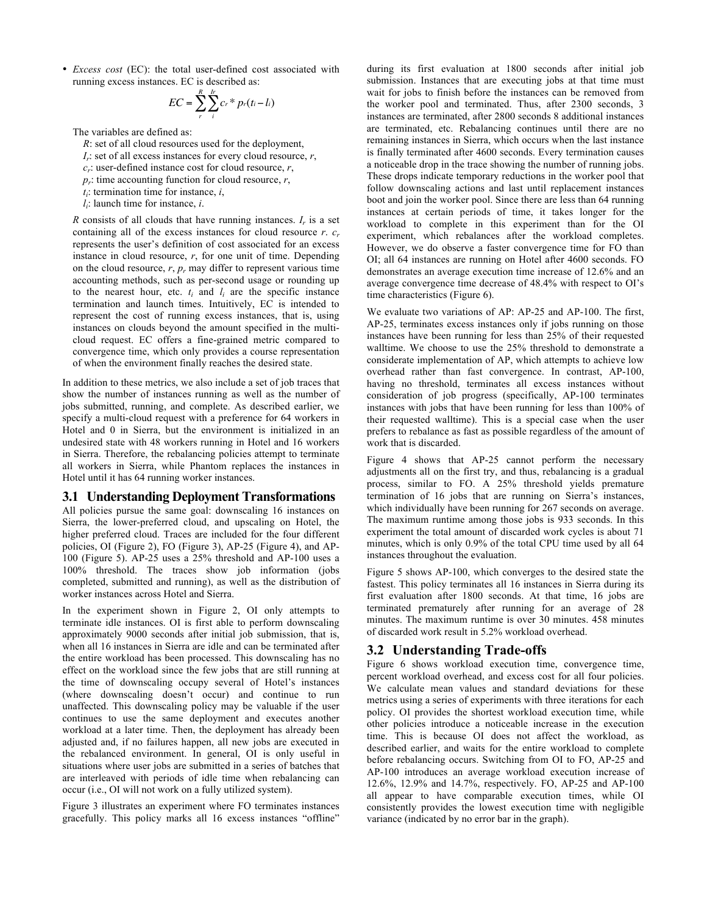- *Excess cost* (EC): the total user-defined cost associated with running excess instances. EC is described as:

$$EC = \sum_{r}^{R} \sum_{i}^{Ir} c_r * p_r(t_i - l_i)$$

The variables are defined as:

$R$: set of all cloud resources used for the deployment,
$I_r$: set of all excess instances for every cloud resource, $r$,
$c_r$: user-defined instance cost for cloud resource, $r$,
$p_r$: time accounting function for cloud resource, $r$,
$t_i$: termination time for instance, $i$,
$l_i$: launch time for instance, $i$.

$R$ consists of all clouds that have running instances. $I_r$ is a set containing all of the excess instances for cloud resource $r$. $c_r$ represents the user's definition of cost associated for an excess instance in cloud resource, $r$, for one unit of time. Depending on the cloud resource, $r$, $p_r$ may differ to represent various time accounting methods, such as per-second usage or rounding up to the nearest hour, etc. $t_i$ and $l_i$ are the specific instance termination and launch times. Intuitively, EC is intended to represent the cost of running excess instances, that is, using instances on clouds beyond the amount specified in the multi-cloud request. EC offers a fine-grained metric compared to convergence time, which only provides a course representation of when the environment finally reaches the desired state.

In addition to these metrics, we also include a set of job traces that show the number of instances running as well as the number of jobs submitted, running, and complete. As described earlier, we specify a multi-cloud request with a preference for 64 workers in Hotel and 0 in Sierra, but the environment is initialized in an undesired state with 48 workers running in Hotel and 16 workers in Sierra. Therefore, the rebalancing policies attempt to terminate all workers in Sierra, while Phantom replaces the instances in Hotel until it has 64 running worker instances.

## 3.1 Understanding Deployment Transformations

All policies pursue the same goal: downscaling 16 instances on Sierra, the lower-preferred cloud, and upscaling on Hotel, the higher preferred cloud. Traces are included for the four different policies, OI (Figure 2), FO (Figure 3), AP-25 (Figure 4), and AP-100 (Figure 5). AP-25 uses a 25% threshold and AP-100 uses a 100% threshold. The traces show job information (jobs completed, submitted and running), as well as the distribution of worker instances across Hotel and Sierra.

In the experiment shown in Figure 2, OI only attempts to terminate idle instances. OI is first able to perform downscaling approximately 9000 seconds after initial job submission, that is, when all 16 instances in Sierra are idle and can be terminated after the entire workload has been processed. This downscaling has no effect on the workload since the few jobs that are still running at the time of downscaling occupy several of Hotel's instances (where downscaling doesn't occur) and continue to run unaffected. This downscaling policy may be valuable if the user continues to use the same deployment and executes another workload at a later time. Then, the deployment has already been adjusted and, if no failures happen, all new jobs are executed in the rebalanced environment. In general, OI is only useful in situations where user jobs are submitted in a series of batches that are interleaved with periods of idle time when rebalancing can occur (i.e., OI will not work on a fully utilized system).

Figure 3 illustrates an experiment where FO terminates instances gracefully. This policy marks all 16 excess instances "offline" during its first evaluation at 1800 seconds after initial job submission. Instances that are executing jobs at that time must wait for jobs to finish before the instances can be removed from the worker pool and terminated. Thus, after 2300 seconds, 3 instances are terminated, after 2800 seconds 8 additional instances are terminated, etc. Rebalancing continues until there are no remaining instances in Sierra, which occurs when the last instance is finally terminated after 4600 seconds. Every termination causes a noticeable drop in the trace showing the number of running jobs. These drops indicate temporary reductions in the worker pool that follow downscaling actions and last until replacement instances boot and join the worker pool. Since there are less than 64 running instances at certain periods of time, it takes longer for the workload to complete in this experiment than for the OI experiment, which rebalances after the workload completes. However, we do observe a faster convergence time for FO than OI; all 64 instances are running on Hotel after 4600 seconds. FO demonstrates an average execution time increase of 12.6% and an average convergence time decrease of 48.4% with respect to OI's time characteristics (Figure 6).

We evaluate two variations of AP: AP-25 and AP-100. The first, AP-25, terminates excess instances only if jobs running on those instances have been running for less than 25% of their requested walltime. We choose to use the 25% threshold to demonstrate a considerate implementation of AP, which attempts to achieve low overhead rather than fast convergence. In contrast, AP-100, having no threshold, terminates all excess instances without consideration of job progress (specifically, AP-100 terminates instances with jobs that have been running for less than 100% of their requested walltime). This is a special case when the user prefers to rebalance as fast as possible regardless of the amount of work that is discarded.

Figure 4 shows that AP-25 cannot perform the necessary adjustments all on the first try, and thus, rebalancing is a gradual process, similar to FO. A 25% threshold yields premature termination of 16 jobs that are running on Sierra's instances, which individually have been running for 267 seconds on average. The maximum runtime among those jobs is 933 seconds. In this experiment the total amount of discarded work cycles is about 71 minutes, which is only 0.9% of the total CPU time used by all 64 instances throughout the evaluation.

Figure 5 shows AP-100, which converges to the desired state the fastest. This policy terminates all 16 instances in Sierra during its first evaluation after 1800 seconds. At that time, 16 jobs are terminated prematurely after running for an average of 28 minutes. The maximum runtime is over 30 minutes. 458 minutes of discarded work result in 5.2% workload overhead.

## 3.2 Understanding Trade-offs

Figure 6 shows workload execution time, convergence time, percent workload overhead, and excess cost for all four policies. We calculate mean values and standard deviations for these metrics using a series of experiments with three iterations for each policy. OI provides the shortest workload execution time, while other policies introduce a noticeable increase in the execution time. This is because OI does not affect the workload, as described earlier, and waits for the entire workload to complete before rebalancing occurs. Switching from OI to FO, AP-25 and AP-100 introduces an average workload execution increase of 12.6%, 12.9% and 14.7%, respectively. FO, AP-25 and AP-100 all appear to have comparable execution times, while OI consistently provides the lowest execution time with negligible variance (indicated by no error bar in the graph).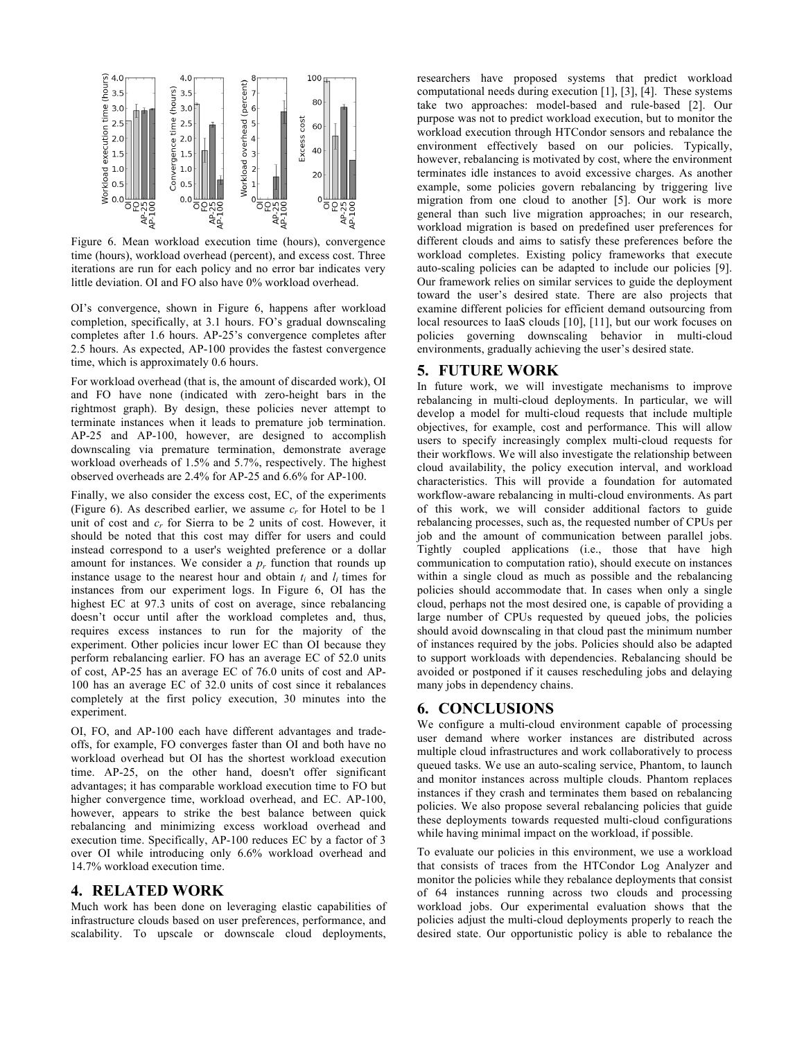Figure 6. Mean workload execution time (hours), convergence time (hours), workload overhead (percent), and excess cost. Three iterations are run for each policy and no error bar indicates very little deviation. OI and FO also have 0% workload overhead.

OI's convergence, shown in Figure 6, happens after workload completion, specifically, at 3.1 hours. FO's gradual downscaling completes after 1.6 hours. AP-25's convergence completes after 2.5 hours. As expected, AP-100 provides the fastest convergence time, which is approximately 0.6 hours.

For workload overhead (that is, the amount of discarded work), OI and FO have none (indicated with zero-height bars in the rightmost graph). By design, these policies never attempt to terminate instances when it leads to premature job termination. AP-25 and AP-100, however, are designed to accomplish downscaling via premature termination, demonstrate average workload overheads of 1.5% and 5.7%, respectively. The highest observed overheads are 2.4% for AP-25 and 6.6% for AP-100.

Finally, we also consider the excess cost, EC, of the experiments (Figure 6). As described earlier, we assume $c_r$ for Hotel to be 1 unit of cost and $c_r$ for Sierra to be 2 units of cost. However, it should be noted that this cost may differ for users and could instead correspond to a user's weighted preference or a dollar amount for instances. We consider a $p_r$ function that rounds up instance usage to the nearest hour and obtain $t_i$ and $l_i$ times for instances from our experiment logs. In Figure 6, OI has the highest EC at 97.3 units of cost on average, since rebalancing doesn't occur until after the workload completes and, thus, requires excess instances to run for the majority of the experiment. Other policies incur lower EC than OI because they perform rebalancing earlier. FO has an average EC of 52.0 units of cost, AP-25 has an average EC of 76.0 units of cost and AP-100 has an average EC of 32.0 units of cost since it rebalances completely at the first policy execution, 30 minutes into the experiment.

OI, FO, and AP-100 each have different advantages and trade-offs, for example, FO converges faster than OI and both have no workload overhead but OI has the shortest workload execution time. AP-25, on the other hand, doesn't offer significant advantages; it has comparable workload execution time to FO but higher convergence time, workload overhead, and EC. AP-100, however, appears to strike the best balance between quick rebalancing and minimizing excess workload overhead and execution time. Specifically, AP-100 reduces EC by a factor of 3 over OI while introducing only 6.6% workload overhead and 14.7% workload execution time.

## 4. RELATED WORK

Much work has been done on leveraging elastic capabilities of infrastructure clouds based on user preferences, performance, and scalability. To upscale or downscale cloud deployments, researchers have proposed systems that predict workload computational needs during execution [1], [3], [4]. These systems take two approaches: model-based and rule-based [2]. Our purpose was not to predict workload execution, but to monitor the workload execution through HTCondor sensors and rebalance the environment effectively based on our policies. Typically, however, rebalancing is motivated by cost, where the environment terminates idle instances to avoid excessive charges. As another example, some policies govern rebalancing by triggering live migration from one cloud to another [5]. Our work is more general than such live migration approaches; in our research, workload migration is based on predefined user preferences for different clouds and aims to satisfy these preferences before the workload completes. Existing policy frameworks that execute auto-scaling policies can be adapted to include our policies [9]. Our framework relies on similar services to guide the deployment toward the user's desired state. There are also projects that examine different policies for efficient demand outsourcing from local resources to IaaS clouds [10], [11], but our work focuses on policies governing downscaling behavior in multi-cloud environments, gradually achieving the user's desired state.

## 5. FUTURE WORK

In future work, we will investigate mechanisms to improve rebalancing in multi-cloud deployments. In particular, we will develop a model for multi-cloud requests that include multiple objectives, for example, cost and performance. This will allow users to specify increasingly complex multi-cloud requests for their workflows. We will also investigate the relationship between cloud availability, the policy execution interval, and workload characteristics. This will provide a foundation for automated workflow-aware rebalancing in multi-cloud environments. As part of this work, we will consider additional factors to guide rebalancing processes, such as, the requested number of CPUs per job and the amount of communication between parallel jobs. Tightly coupled applications (i.e., those that have high communication to computation ratio), should execute on instances within a single cloud as much as possible and the rebalancing policies should accommodate that. In cases when only a single cloud, perhaps not the most desired one, is capable of providing a large number of CPUs requested by queued jobs, the policies should avoid downscaling in that cloud past the minimum number of instances required by the jobs. Policies should also be adapted to support workloads with dependencies. Rebalancing should be avoided or postponed if it causes rescheduling jobs and delaying many jobs in dependency chains.

## 6. CONCLUSIONS

We configure a multi-cloud environment capable of processing user demand where worker instances are distributed across multiple cloud infrastructures and work collaboratively to process queued tasks. We use an auto-scaling service, Phantom, to launch and monitor instances across multiple clouds. Phantom replaces instances if they crash and terminates them based on rebalancing policies. We also propose several rebalancing policies that guide these deployments towards requested multi-cloud configurations while having minimal impact on the workload, if possible.

To evaluate our policies in this environment, we use a workload that consists of traces from the HTCondor Log Analyzer and monitor the policies while they rebalance deployments that consist of 64 instances running across two clouds and processing workload jobs. Our experimental evaluation shows that the policies adjust the multi-cloud deployments properly to reach the desired state. Our opportunistic policy is able to rebalance the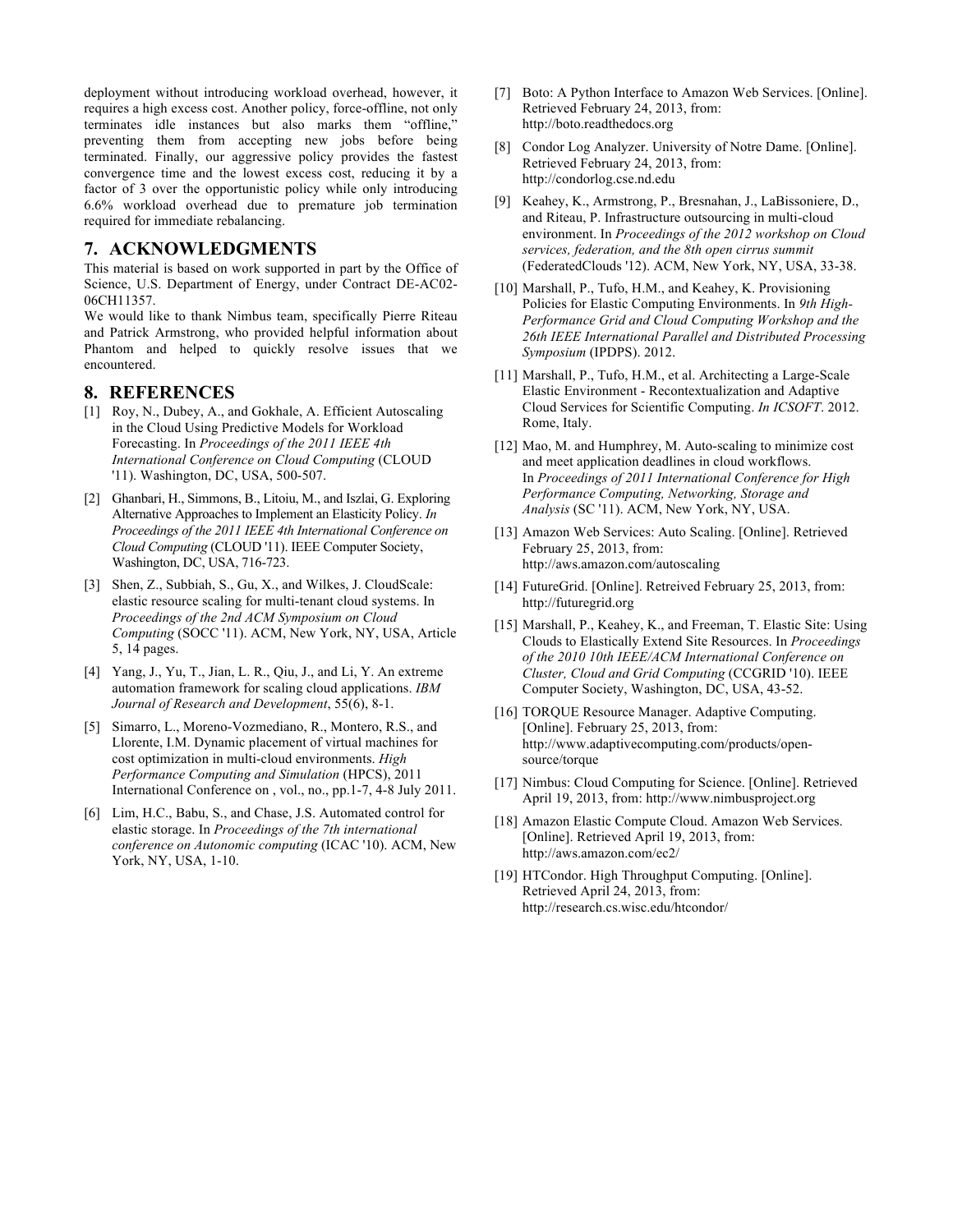deployment without introducing workload overhead, however, it requires a high excess cost. Another policy, force-offline, not only terminates idle instances but also marks them "offline," preventing them from accepting new jobs before being terminated. Finally, our aggressive policy provides the fastest convergence time and the lowest excess cost, reducing it by a factor of 3 over the opportunistic policy while only introducing 6.6% workload overhead due to premature job termination required for immediate rebalancing.

## 7. ACKNOWLEDGMENTS

This material is based on work supported in part by the Office of Science, U.S. Department of Energy, under Contract DE-AC02-06CH11357.

We would like to thank Nimbus team, specifically Pierre Riteau and Patrick Armstrong, who provided helpful information about Phantom and helped to quickly resolve issues that we encountered.

## 8. REFERENCES

[1] Roy, N., Dubey, A., and Gokhale, A. Efficient Autoscaling in the Cloud Using Predictive Models for Workload Forecasting. In *Proceedings of the 2011 IEEE 4th International Conference on Cloud Computing* (CLOUD '11). Washington, DC, USA, 500-507.

[2] Ghanbari, H., Simmons, B., Litoiu, M., and Iszlai, G. Exploring Alternative Approaches to Implement an Elasticity Policy. *In Proceedings of the 2011 IEEE 4th International Conference on Cloud Computing* (CLOUD '11). IEEE Computer Society, Washington, DC, USA, 716-723.

[3] Shen, Z., Subbiah, S., Gu, X., and Wilkes, J. CloudScale: elastic resource scaling for multi-tenant cloud systems. In *Proceedings of the 2nd ACM Symposium on Cloud Computing* (SOCC '11). ACM, New York, NY, USA, Article 5, 14 pages.

[4] Yang, J., Yu, T., Jian, L. R., Qiu, J., and Li, Y. An extreme automation framework for scaling cloud applications. *IBM Journal of Research and Development*, 55(6), 8-1.

[5] Simarro, L., Moreno-Vozmediano, R., Montero, R.S., and Llorente, I.M. Dynamic placement of virtual machines for cost optimization in multi-cloud environments. *High Performance Computing and Simulation* (HPCS), 2011 International Conference on , vol., no., pp.1-7, 4-8 July 2011.

[6] Lim, H.C., Babu, S., and Chase, J.S. Automated control for elastic storage. In *Proceedings of the 7th international conference on Autonomic computing* (ICAC '10). ACM, New York, NY, USA, 1-10.

[7] Boto: A Python Interface to Amazon Web Services. [Online]. Retrieved February 24, 2013, from: http://boto.readthedocs.org

[8] Condor Log Analyzer. University of Notre Dame. [Online]. Retrieved February 24, 2013, from: http://condorlog.cse.nd.edu

[9] Keahey, K., Armstrong, P., Bresnahan, J., LaBissoniere, D., and Riteau, P. Infrastructure outsourcing in multi-cloud environment. In *Proceedings of the 2012 workshop on Cloud services, federation, and the 8th open cirrus summit* (FederatedClouds '12). ACM, New York, NY, USA, 33-38.

[10] Marshall, P., Tufo, H.M., and Keahey, K. Provisioning Policies for Elastic Computing Environments. In *9th High-Performance Grid and Cloud Computing Workshop and the 26th IEEE International Parallel and Distributed Processing Symposium* (IPDPS). 2012.

[11] Marshall, P., Tufo, H.M., et al. Architecting a Large-Scale Elastic Environment - Recontextualization and Adaptive Cloud Services for Scientific Computing. *In ICSOFT*. 2012. Rome, Italy.

[12] Mao, M. and Humphrey, M. Auto-scaling to minimize cost and meet application deadlines in cloud workflows. In *Proceedings of 2011 International Conference for High Performance Computing, Networking, Storage and Analysis* (SC '11). ACM, New York, NY, USA.

[13] Amazon Web Services: Auto Scaling. [Online]. Retrieved February 25, 2013, from: http://aws.amazon.com/autoscaling

[14] FutureGrid. [Online]. Retreived February 25, 2013, from: http://futuregrid.org

[15] Marshall, P., Keahey, K., and Freeman, T. Elastic Site: Using Clouds to Elastically Extend Site Resources. In *Proceedings of the 2010 10th IEEE/ACM International Conference on Cluster, Cloud and Grid Computing* (CCGRID '10). IEEE Computer Society, Washington, DC, USA, 43-52.

[16] TORQUE Resource Manager. Adaptive Computing. [Online]. February 25, 2013, from: http://www.adaptivecomputing.com/products/open-source/torque

[17] Nimbus: Cloud Computing for Science. [Online]. Retrieved April 19, 2013, from: http://www.nimbusproject.org

[18] Amazon Elastic Compute Cloud. Amazon Web Services. [Online]. Retrieved April 19, 2013, from: http://aws.amazon.com/ec2/

[19] HTCondor. High Throughput Computing. [Online]. Retrieved April 24, 2013, from: http://research.cs.wisc.edu/htcondor/